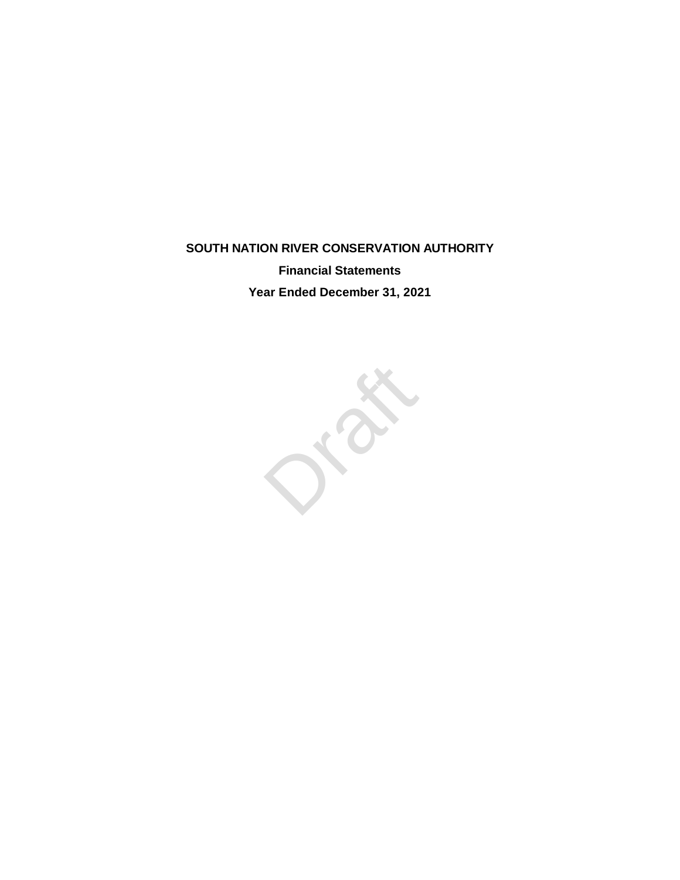# SOUTH NATION RIVER CONSERVATION AUTHORITY

## Financial Statements

## Year Ended December 31, 2021

Draft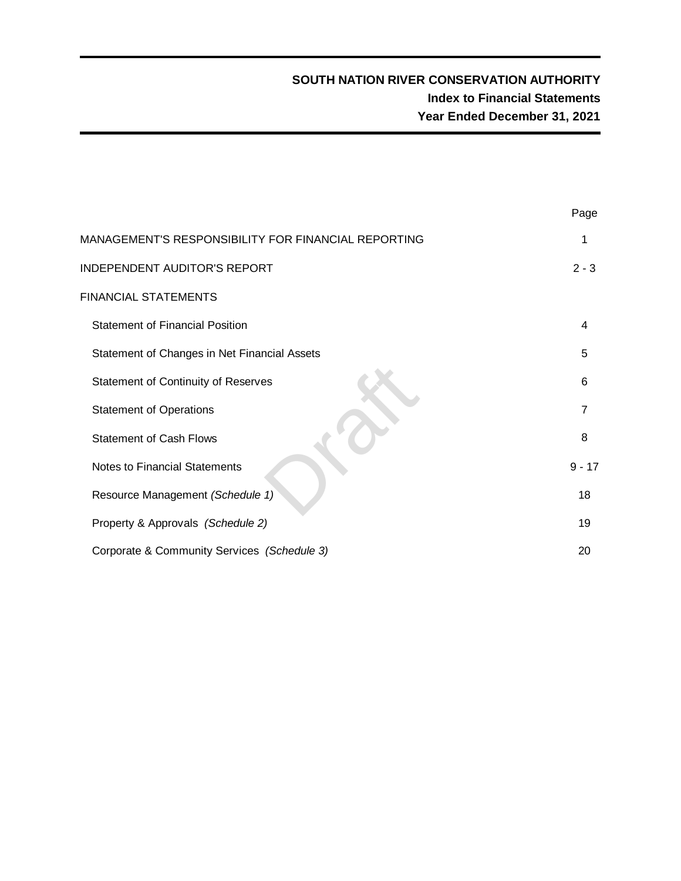# SOUTH NATION RIVER CONSERVATION AUTHORITY

## Index to Financial Statements

## Year Ended December 31, 2021

| | Page |
|---|---|
| MANAGEMENT'S RESPONSIBILITY FOR FINANCIAL REPORTING | 1 |
| INDEPENDENT AUDITOR'S REPORT | 2 - 3 |
| FINANCIAL STATEMENTS | |
| Statement of Financial Position | 4 |
| Statement of Changes in Net Financial Assets | 5 |
| Statement of Continuity of Reserves | 6 |
| Statement of Operations | 7 |
| Statement of Cash Flows | 8 |
| Notes to Financial Statements | 9 - 17 |
| Resource Management *(Schedule 1)* | 18 |
| Property & Approvals *(Schedule 2)* | 19 |
| Corporate & Community Services *(Schedule 3)* | 20 |

Draft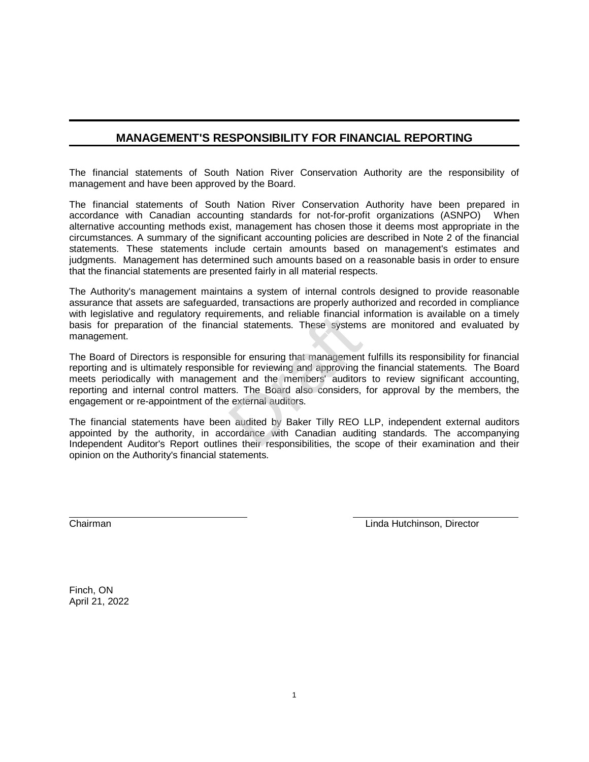## MANAGEMENT'S RESPONSIBILITY FOR FINANCIAL REPORTING

The financial statements of South Nation River Conservation Authority are the responsibility of management and have been approved by the Board.

The financial statements of South Nation River Conservation Authority have been prepared in accordance with Canadian accounting standards for not-for-profit organizations (ASNPO) When alternative accounting methods exist, management has chosen those it deems most appropriate in the circumstances. A summary of the significant accounting policies are described in Note 2 of the financial statements. These statements include certain amounts based on management's estimates and judgments. Management has determined such amounts based on a reasonable basis in order to ensure that the financial statements are presented fairly in all material respects.

The Authority's management maintains a system of internal controls designed to provide reasonable assurance that assets are safeguarded, transactions are properly authorized and recorded in compliance with legislative and regulatory requirements, and reliable financial information is available on a timely basis for preparation of the financial statements. These systems are monitored and evaluated by management.

The Board of Directors is responsible for ensuring that management fulfills its responsibility for financial reporting and is ultimately responsible for reviewing and approving the financial statements. The Board meets periodically with management and the members' auditors to review significant accounting, reporting and internal control matters. The Board also considers, for approval by the members, the engagement or re-appointment of the external auditors.

The financial statements have been audited by Baker Tilly REO LLP, independent external auditors appointed by the authority, in accordance with Canadian auditing standards. The accompanying Independent Auditor's Report outlines their responsibilities, the scope of their examination and their opinion on the Authority's financial statements.

Chairman

Linda Hutchinson, Director

Finch, ON
April 21, 2022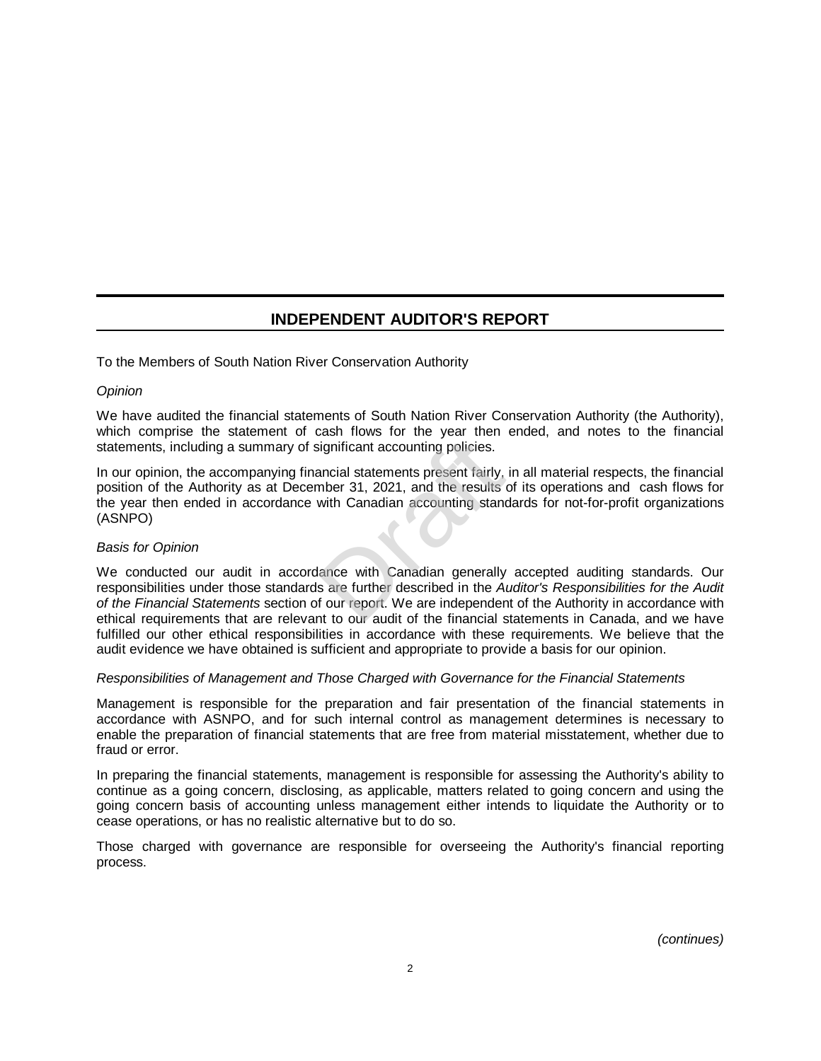## INDEPENDENT AUDITOR'S REPORT

To the Members of South Nation River Conservation Authority

*Opinion*

We have audited the financial statements of South Nation River Conservation Authority (the Authority), which comprise the statement of cash flows for the year then ended, and notes to the financial statements, including a summary of significant accounting policies.

In our opinion, the accompanying financial statements present fairly, in all material respects, the financial position of the Authority as at December 31, 2021, and the results of its operations and cash flows for the year then ended in accordance with Canadian accounting standards for not-for-profit organizations (ASNPO)

*Basis for Opinion*

We conducted our audit in accordance with Canadian generally accepted auditing standards. Our responsibilities under those standards are further described in the *Auditor's Responsibilities for the Audit of the Financial Statements* section of our report. We are independent of the Authority in accordance with ethical requirements that are relevant to our audit of the financial statements in Canada, and we have fulfilled our other ethical responsibilities in accordance with these requirements. We believe that the audit evidence we have obtained is sufficient and appropriate to provide a basis for our opinion.

*Responsibilities of Management and Those Charged with Governance for the Financial Statements*

Management is responsible for the preparation and fair presentation of the financial statements in accordance with ASNPO, and for such internal control as management determines is necessary to enable the preparation of financial statements that are free from material misstatement, whether due to fraud or error.

In preparing the financial statements, management is responsible for assessing the Authority's ability to continue as a going concern, disclosing, as applicable, matters related to going concern and using the going concern basis of accounting unless management either intends to liquidate the Authority or to cease operations, or has no realistic alternative but to do so.

Those charged with governance are responsible for overseeing the Authority's financial reporting process.

*(continues)*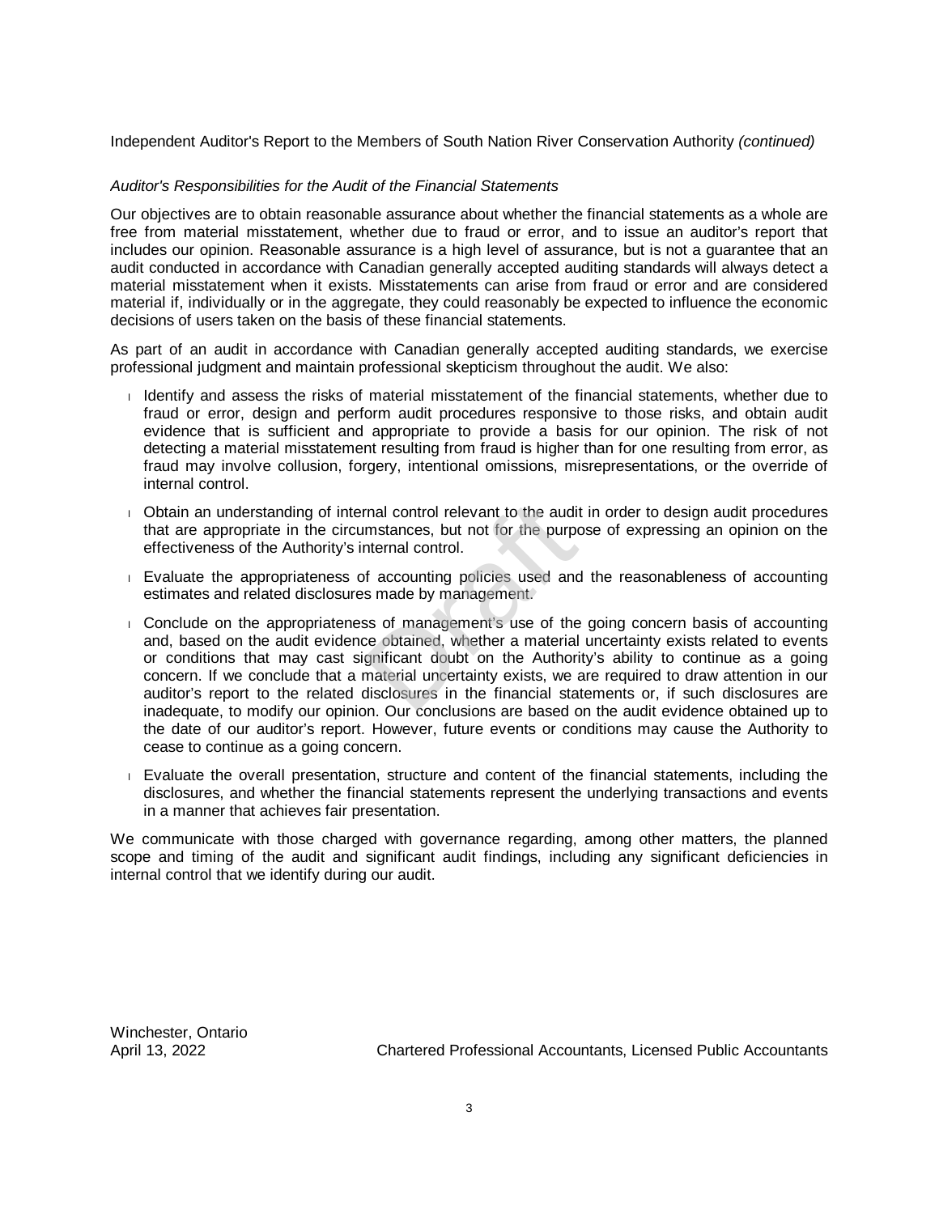Independent Auditor's Report to the Members of South Nation River Conservation Authority *(continued)*

*Auditor's Responsibilities for the Audit of the Financial Statements*

Our objectives are to obtain reasonable assurance about whether the financial statements as a whole are free from material misstatement, whether due to fraud or error, and to issue an auditor's report that includes our opinion. Reasonable assurance is a high level of assurance, but is not a guarantee that an audit conducted in accordance with Canadian generally accepted auditing standards will always detect a material misstatement when it exists. Misstatements can arise from fraud or error and are considered material if, individually or in the aggregate, they could reasonably be expected to influence the economic decisions of users taken on the basis of these financial statements.

As part of an audit in accordance with Canadian generally accepted auditing standards, we exercise professional judgment and maintain professional skepticism throughout the audit. We also:

- Identify and assess the risks of material misstatement of the financial statements, whether due to fraud or error, design and perform audit procedures responsive to those risks, and obtain audit evidence that is sufficient and appropriate to provide a basis for our opinion. The risk of not detecting a material misstatement resulting from fraud is higher than for one resulting from error, as fraud may involve collusion, forgery, intentional omissions, misrepresentations, or the override of internal control.
- Obtain an understanding of internal control relevant to the audit in order to design audit procedures that are appropriate in the circumstances, but not for the purpose of expressing an opinion on the effectiveness of the Authority's internal control.
- Evaluate the appropriateness of accounting policies used and the reasonableness of accounting estimates and related disclosures made by management.
- Conclude on the appropriateness of management's use of the going concern basis of accounting and, based on the audit evidence obtained, whether a material uncertainty exists related to events or conditions that may cast significant doubt on the Authority's ability to continue as a going concern. If we conclude that a material uncertainty exists, we are required to draw attention in our auditor's report to the related disclosures in the financial statements or, if such disclosures are inadequate, to modify our opinion. Our conclusions are based on the audit evidence obtained up to the date of our auditor's report. However, future events or conditions may cause the Authority to cease to continue as a going concern.
- Evaluate the overall presentation, structure and content of the financial statements, including the disclosures, and whether the financial statements represent the underlying transactions and events in a manner that achieves fair presentation.

We communicate with those charged with governance regarding, among other matters, the planned scope and timing of the audit and significant audit findings, including any significant deficiencies in internal control that we identify during our audit.

Winchester, Ontario
April 13, 2022

Chartered Professional Accountants, Licensed Public Accountants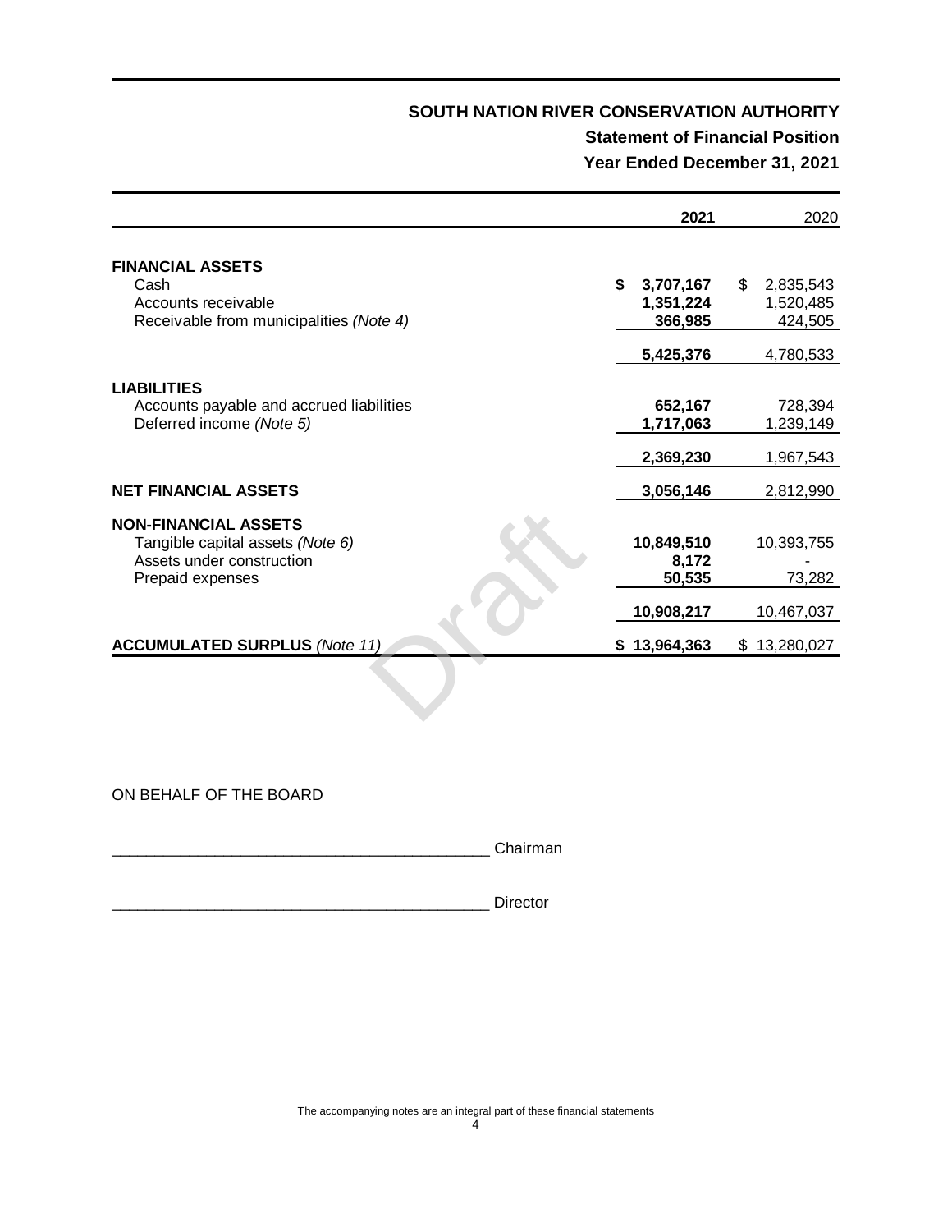# SOUTH NATION RIVER CONSERVATION AUTHORITY

## Statement of Financial Position

## Year Ended December 31, 2021

| | 2021 | 2020 |
|---|---|---|
| **FINANCIAL ASSETS** | | |
| Cash | **$ 3,707,167** | $ 2,835,543 |
| Accounts receivable | **1,351,224** | 1,520,485 |
| Receivable from municipalities *(Note 4)* | **366,985** | 424,505 |
| | **5,425,376** | 4,780,533 |
| **LIABILITIES** | | |
| Accounts payable and accrued liabilities | **652,167** | 728,394 |
| Deferred income *(Note 5)* | **1,717,063** | 1,239,149 |
| | **2,369,230** | 1,967,543 |
| **NET FINANCIAL ASSETS** | **3,056,146** | 2,812,990 |
| **NON-FINANCIAL ASSETS** | | |
| Tangible capital assets *(Note 6)* | **10,849,510** | 10,393,755 |
| Assets under construction | **8,172** | - |
| Prepaid expenses | **50,535** | 73,282 |
| | **10,908,217** | 10,467,037 |
| **ACCUMULATED SURPLUS** *(Note 11)* | **$ 13,964,363** | $ 13,280,027 |

Draft

ON BEHALF OF THE BOARD

_____________________________________________ Chairman

_____________________________________________ Director

The accompanying notes are an integral part of these financial statements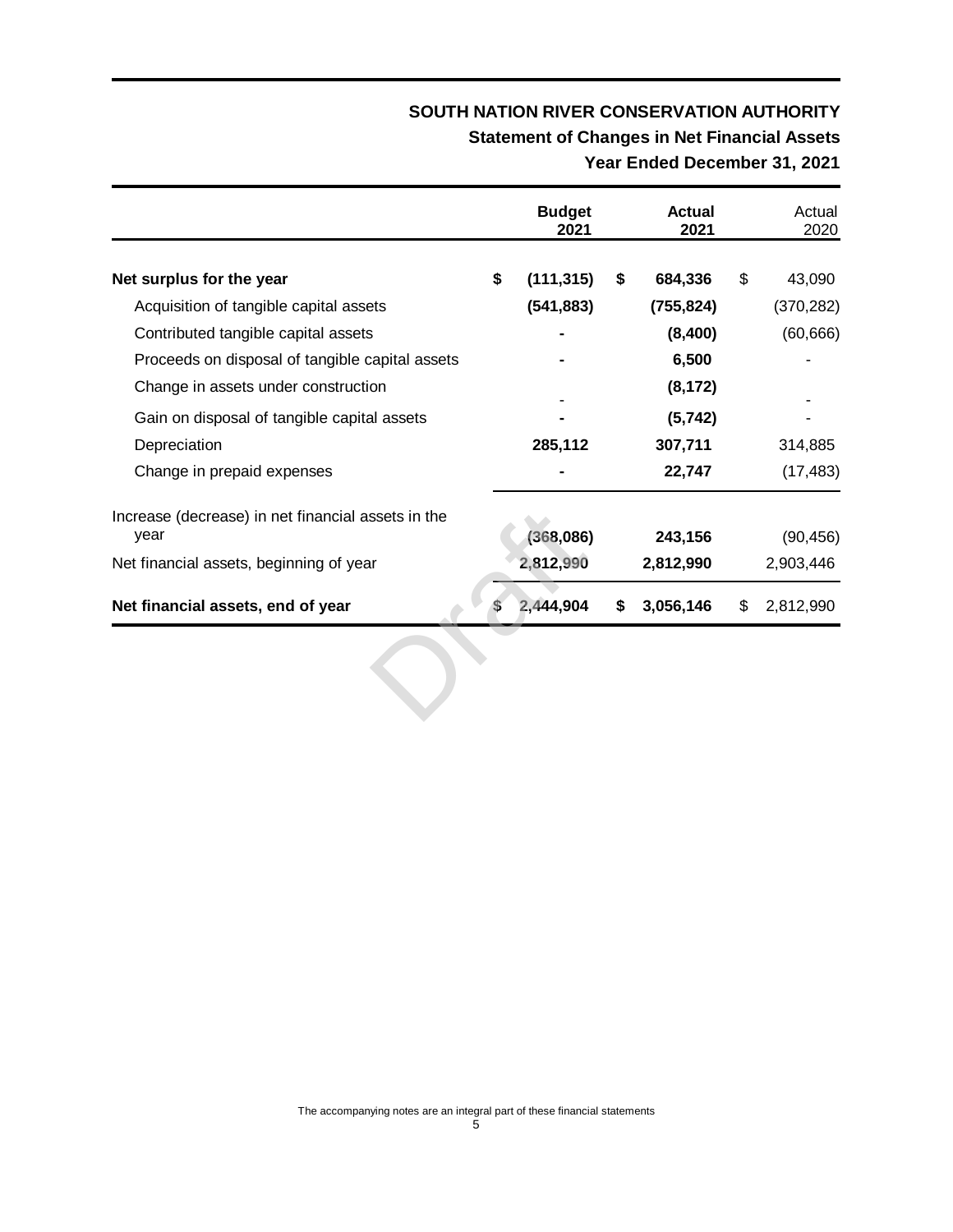# SOUTH NATION RIVER CONSERVATION AUTHORITY

## Statement of Changes in Net Financial Assets

### Year Ended December 31, 2021

| | Budget 2021 | Actual 2021 | Actual 2020 |
|---|---|---|---|
| **Net surplus for the year** | **$ (111,315)** | **$ 684,336** | $ 43,090 |
| Acquisition of tangible capital assets | **(541,883)** | **(755,824)** | (370,282) |
| Contributed tangible capital assets | **-** | **(8,400)** | (60,666) |
| Proceeds on disposal of tangible capital assets | **-** | **6,500** | - |
| Change in assets under construction | - | **(8,172)** | - |
| Gain on disposal of tangible capital assets | **-** | **(5,742)** | - |
| Depreciation | **285,112** | **307,711** | 314,885 |
| Change in prepaid expenses | **-** | **22,747** | (17,483) |
| Increase (decrease) in net financial assets in the year | **(368,086)** | **243,156** | (90,456) |
| Net financial assets, beginning of year | **2,812,990** | **2,812,990** | 2,903,446 |
| **Net financial assets, end of year** | **$ 2,444,904** | **$ 3,056,146** | $ 2,812,990 |

Draft

The accompanying notes are an integral part of these financial statements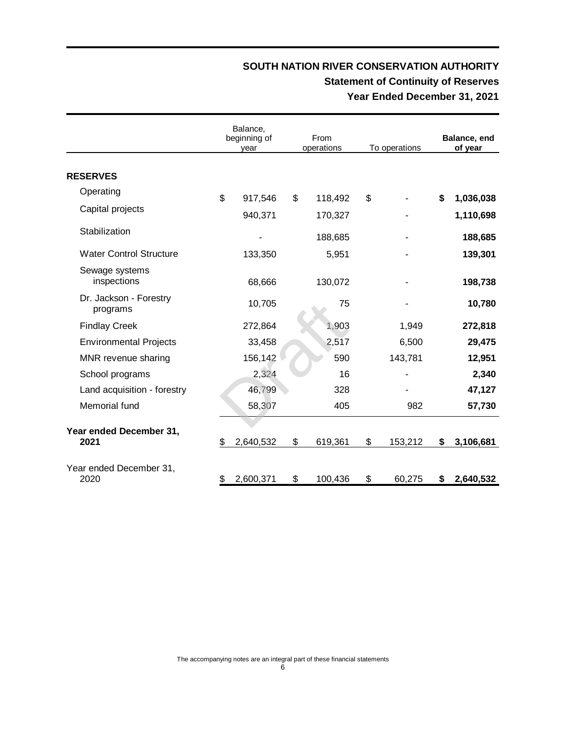# SOUTH NATION RIVER CONSERVATION AUTHORITY

## Statement of Continuity of Reserves

### Year Ended December 31, 2021

| | Balance, beginning of year | From operations | To operations | **Balance, end of year** |
|---|---|---|---|---|
| **RESERVES** | | | | |
| Operating | $ 917,546 | $ 118,492 | $ - | **$ 1,036,038** |
| Capital projects | 940,371 | 170,327 | - | **1,110,698** |
| Stabilization | - | 188,685 | - | **188,685** |
| Water Control Structure | 133,350 | 5,951 | - | **139,301** |
| Sewage systems inspections | 68,666 | 130,072 | - | **198,738** |
| Dr. Jackson - Forestry programs | 10,705 | 75 | - | **10,780** |
| Findlay Creek | 272,864 | 1,903 | 1,949 | **272,818** |
| Environmental Projects | 33,458 | 2,517 | 6,500 | **29,475** |
| MNR revenue sharing | 156,142 | 590 | 143,781 | **12,951** |
| School programs | 2,324 | 16 | - | **2,340** |
| Land acquisition - forestry | 46,799 | 328 | - | **47,127** |
| Memorial fund | 58,307 | 405 | 982 | **57,730** |
| **Year ended December 31, 2021** | $ 2,640,532 | $ 619,361 | $ 153,212 | **$ 3,106,681** |
| Year ended December 31, 2020 | $ 2,600,371 | $ 100,436 | $ 60,275 | **$ 2,640,532** |

The accompanying notes are an integral part of these financial statements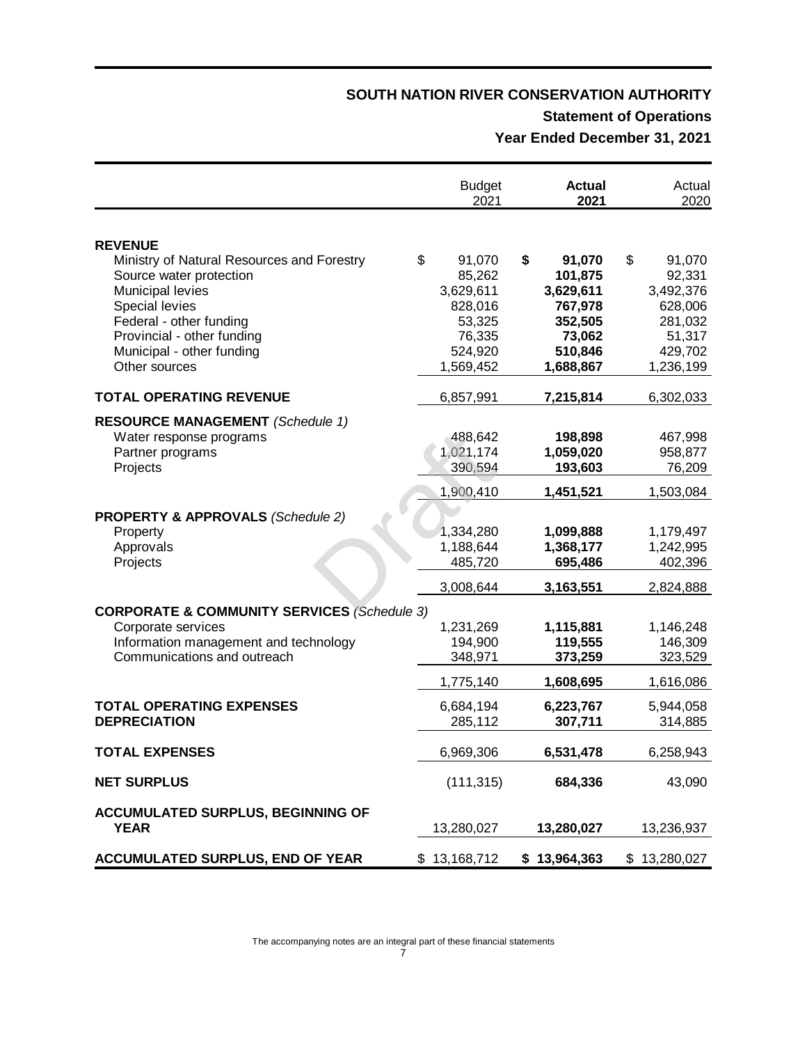# SOUTH NATION RIVER CONSERVATION AUTHORITY

## Statement of Operations

### Year Ended December 31, 2021

| | Budget 2021 | **Actual 2021** | Actual 2020 |
|---|---|---|---|
| **REVENUE** | | | |
| Ministry of Natural Resources and Forestry | $ 91,070 | **$ 91,070** | $ 91,070 |
| Source water protection | 85,262 | **101,875** | 92,331 |
| Municipal levies | 3,629,611 | **3,629,611** | 3,492,376 |
| Special levies | 828,016 | **767,978** | 628,006 |
| Federal - other funding | 53,325 | **352,505** | 281,032 |
| Provincial - other funding | 76,335 | **73,062** | 51,317 |
| Municipal - other funding | 524,920 | **510,846** | 429,702 |
| Other sources | 1,569,452 | **1,688,867** | 1,236,199 |
| **TOTAL OPERATING REVENUE** | 6,857,991 | **7,215,814** | 6,302,033 |
| **RESOURCE MANAGEMENT** *(Schedule 1)* | | | |
| Water response programs | 488,642 | **198,898** | 467,998 |
| Partner programs | 1,021,174 | **1,059,020** | 958,877 |
| Projects | 390,594 | **193,603** | 76,209 |
| | 1,900,410 | **1,451,521** | 1,503,084 |
| **PROPERTY & APPROVALS** *(Schedule 2)* | | | |
| Property | 1,334,280 | **1,099,888** | 1,179,497 |
| Approvals | 1,188,644 | **1,368,177** | 1,242,995 |
| Projects | 485,720 | **695,486** | 402,396 |
| | 3,008,644 | **3,163,551** | 2,824,888 |
| **CORPORATE & COMMUNITY SERVICES** *(Schedule 3)* | | | |
| Corporate services | 1,231,269 | **1,115,881** | 1,146,248 |
| Information management and technology | 194,900 | **119,555** | 146,309 |
| Communications and outreach | 348,971 | **373,259** | 323,529 |
| | 1,775,140 | **1,608,695** | 1,616,086 |
| **TOTAL OPERATING EXPENSES** | 6,684,194 | **6,223,767** | 5,944,058 |
| **DEPRECIATION** | 285,112 | **307,711** | 314,885 |
| **TOTAL EXPENSES** | 6,969,306 | **6,531,478** | 6,258,943 |
| **NET SURPLUS** | (111,315) | **684,336** | 43,090 |
| **ACCUMULATED SURPLUS, BEGINNING OF YEAR** | 13,280,027 | **13,280,027** | 13,236,937 |
| **ACCUMULATED SURPLUS, END OF YEAR** | $ 13,168,712 | **$ 13,964,363** | $ 13,280,027 |

The accompanying notes are an integral part of these financial statements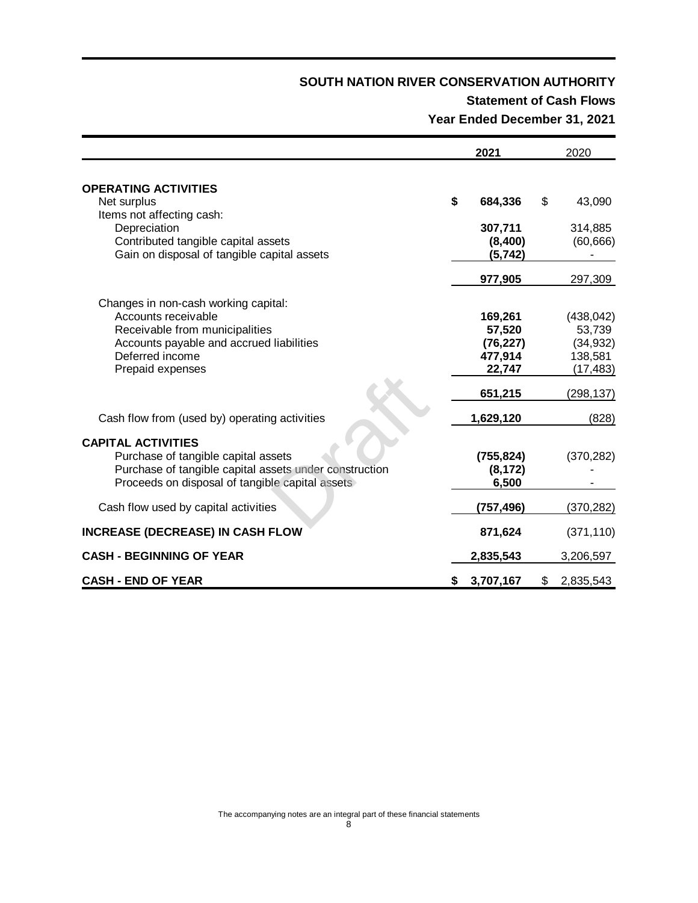# SOUTH NATION RIVER CONSERVATION AUTHORITY

## Statement of Cash Flows

## Year Ended December 31, 2021

| | 2021 | 2020 |
|---|---|---|
| **OPERATING ACTIVITIES** | | |
| Net surplus | **$ 684,336** | $ 43,090 |
| Items not affecting cash: | | |
| Depreciation | **307,711** | 314,885 |
| Contributed tangible capital assets | **(8,400)** | (60,666) |
| Gain on disposal of tangible capital assets | **(5,742)** | - |
| | **977,905** | 297,309 |
| Changes in non-cash working capital: | | |
| Accounts receivable | **169,261** | (438,042) |
| Receivable from municipalities | **57,520** | 53,739 |
| Accounts payable and accrued liabilities | **(76,227)** | (34,932) |
| Deferred income | **477,914** | 138,581 |
| Prepaid expenses | **22,747** | (17,483) |
| | **651,215** | (298,137) |
| Cash flow from (used by) operating activities | **1,629,120** | (828) |
| **CAPITAL ACTIVITIES** | | |
| Purchase of tangible capital assets | **(755,824)** | (370,282) |
| Purchase of tangible capital assets under construction | **(8,172)** | - |
| Proceeds on disposal of tangible capital assets | **6,500** | - |
| Cash flow used by capital activities | **(757,496)** | (370,282) |
| **INCREASE (DECREASE) IN CASH FLOW** | **871,624** | (371,110) |
| **CASH - BEGINNING OF YEAR** | **2,835,543** | 3,206,597 |
| **CASH - END OF YEAR** | **$ 3,707,167** | $ 2,835,543 |

The accompanying notes are an integral part of these financial statements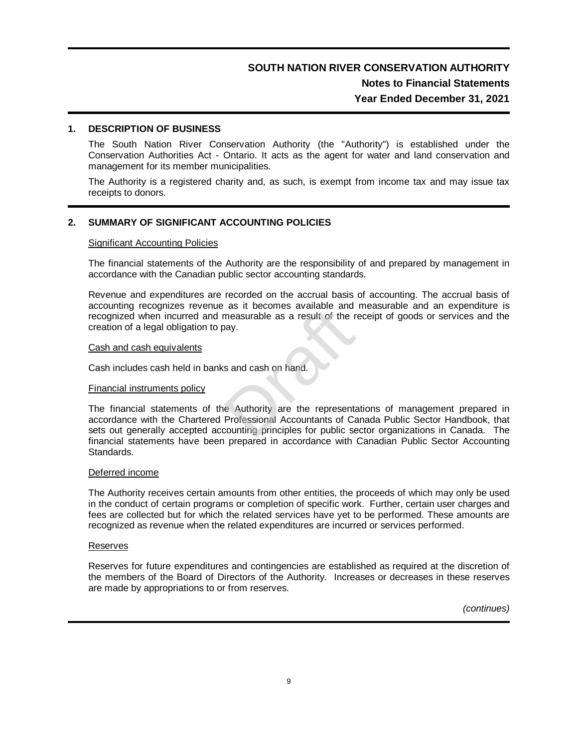## 1. DESCRIPTION OF BUSINESS

The South Nation River Conservation Authority (the "Authority") is established under the Conservation Authorities Act - Ontario. It acts as the agent for water and land conservation and management for its member municipalities.

The Authority is a registered charity and, as such, is exempt from income tax and may issue tax receipts to donors.

## 2. SUMMARY OF SIGNIFICANT ACCOUNTING POLICIES

### Significant Accounting Policies

The financial statements of the Authority are the responsibility of and prepared by management in accordance with the Canadian public sector accounting standards.

Revenue and expenditures are recorded on the accrual basis of accounting. The accrual basis of accounting recognizes revenue as it becomes available and measurable and an expenditure is recognized when incurred and measurable as a result of the receipt of goods or services and the creation of a legal obligation to pay.

### Cash and cash equivalents

Cash includes cash held in banks and cash on hand.

### Financial instruments policy

The financial statements of the Authority are the representations of management prepared in accordance with the Chartered Professional Accountants of Canada Public Sector Handbook, that sets out generally accepted accounting principles for public sector organizations in Canada. The financial statements have been prepared in accordance with Canadian Public Sector Accounting Standards.

### Deferred income

The Authority receives certain amounts from other entities, the proceeds of which may only be used in the conduct of certain programs or completion of specific work. Further, certain user charges and fees are collected but for which the related services have yet to be performed. These amounts are recognized as revenue when the related expenditures are incurred or services performed.

### Reserves

Reserves for future expenditures and contingencies are established as required at the discretion of the members of the Board of Directors of the Authority. Increases or decreases in these reserves are made by appropriations to or from reserves.

*(continues)*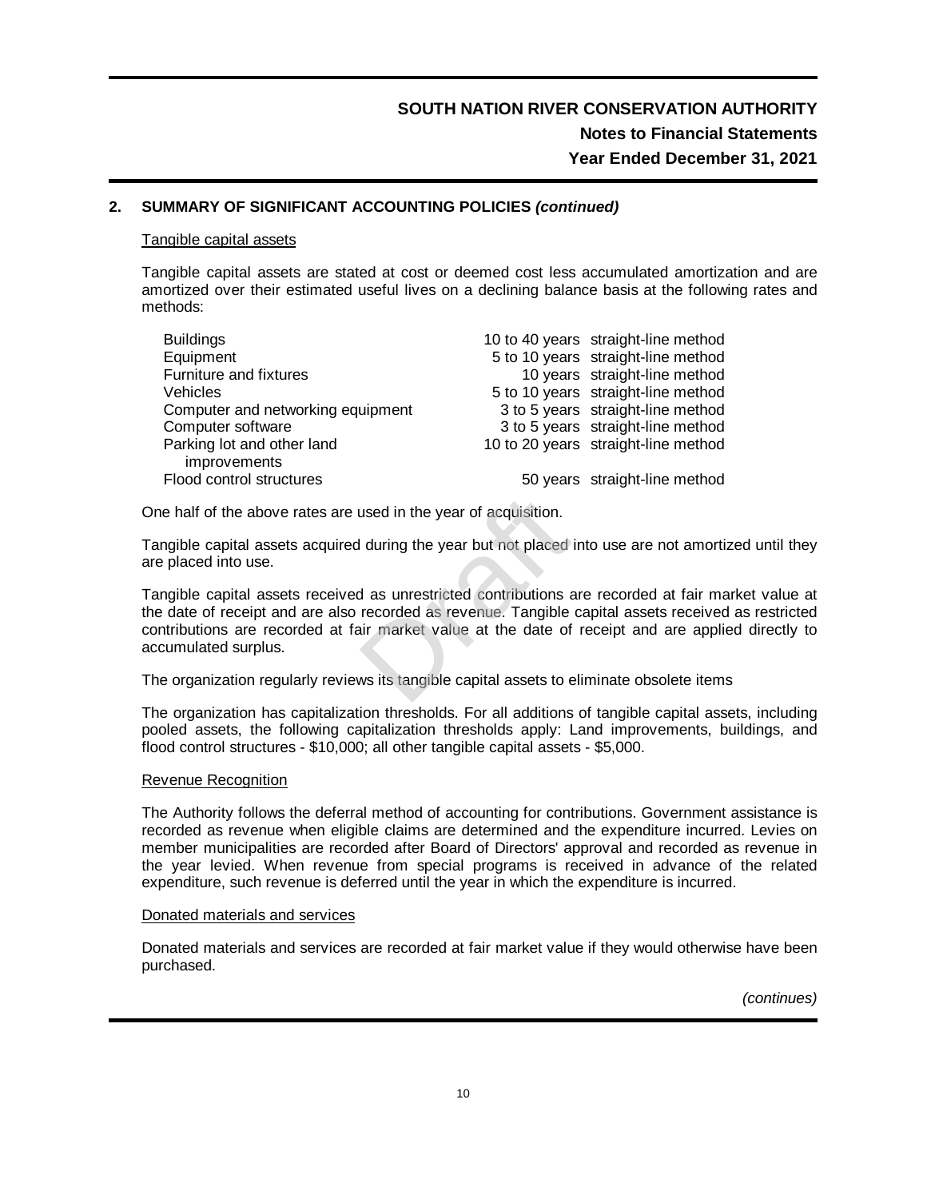## 2. SUMMARY OF SIGNIFICANT ACCOUNTING POLICIES *(continued)*

Tangible capital assets

Tangible capital assets are stated at cost or deemed cost less accumulated amortization and are amortized over their estimated useful lives on a declining balance basis at the following rates and methods:

| | | |
|---|---|---|
| Buildings | 10 to 40 years | straight-line method |
| Equipment | 5 to 10 years | straight-line method |
| Furniture and fixtures | 10 years | straight-line method |
| Vehicles | 5 to 10 years | straight-line method |
| Computer and networking equipment | 3 to 5 years | straight-line method |
| Computer software | 3 to 5 years | straight-line method |
| Parking lot and other land improvements | 10 to 20 years | straight-line method |
| Flood control structures | 50 years | straight-line method |

One half of the above rates are used in the year of acquisition.

Tangible capital assets acquired during the year but not placed into use are not amortized until they are placed into use.

Tangible capital assets received as unrestricted contributions are recorded at fair market value at the date of receipt and are also recorded as revenue. Tangible capital assets received as restricted contributions are recorded at fair market value at the date of receipt and are applied directly to accumulated surplus.

The organization regularly reviews its tangible capital assets to eliminate obsolete items

The organization has capitalization thresholds. For all additions of tangible capital assets, including pooled assets, the following capitalization thresholds apply: Land improvements, buildings, and flood control structures - $10,000; all other tangible capital assets - $5,000.

Revenue Recognition

The Authority follows the deferral method of accounting for contributions. Government assistance is recorded as revenue when eligible claims are determined and the expenditure incurred. Levies on member municipalities are recorded after Board of Directors' approval and recorded as revenue in the year levied. When revenue from special programs is received in advance of the related expenditure, such revenue is deferred until the year in which the expenditure is incurred.

Donated materials and services

Donated materials and services are recorded at fair market value if they would otherwise have been purchased.

*(continues)*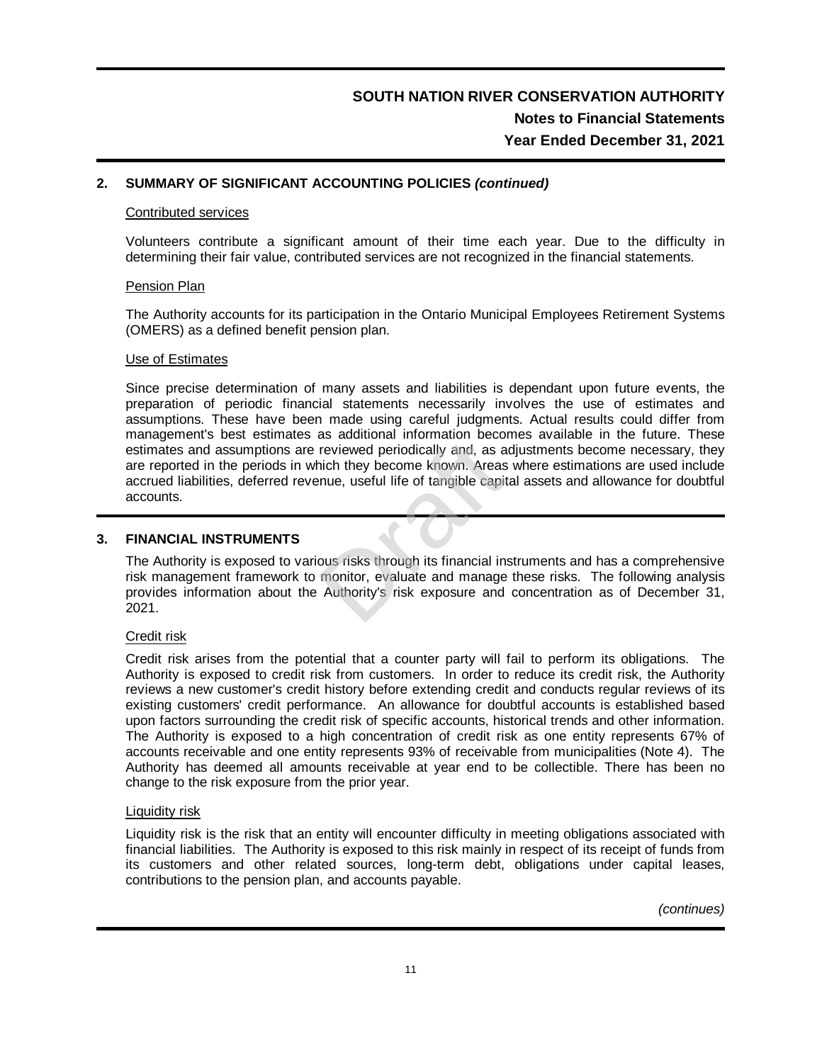## 2. SUMMARY OF SIGNIFICANT ACCOUNTING POLICIES *(continued)*

### Contributed services

Volunteers contribute a significant amount of their time each year. Due to the difficulty in determining their fair value, contributed services are not recognized in the financial statements.

### Pension Plan

The Authority accounts for its participation in the Ontario Municipal Employees Retirement Systems (OMERS) as a defined benefit pension plan.

### Use of Estimates

Since precise determination of many assets and liabilities is dependant upon future events, the preparation of periodic financial statements necessarily involves the use of estimates and assumptions. These have been made using careful judgments. Actual results could differ from management's best estimates as additional information becomes available in the future. These estimates and assumptions are reviewed periodically and, as adjustments become necessary, they are reported in the periods in which they become known. Areas where estimations are used include accrued liabilities, deferred revenue, useful life of tangible capital assets and allowance for doubtful accounts.

## 3. FINANCIAL INSTRUMENTS

The Authority is exposed to various risks through its financial instruments and has a comprehensive risk management framework to monitor, evaluate and manage these risks. The following analysis provides information about the Authority's risk exposure and concentration as of December 31, 2021.

### Credit risk

Credit risk arises from the potential that a counter party will fail to perform its obligations. The Authority is exposed to credit risk from customers. In order to reduce its credit risk, the Authority reviews a new customer's credit history before extending credit and conducts regular reviews of its existing customers' credit performance. An allowance for doubtful accounts is established based upon factors surrounding the credit risk of specific accounts, historical trends and other information. The Authority is exposed to a high concentration of credit risk as one entity represents 67% of accounts receivable and one entity represents 93% of receivable from municipalities (Note 4). The Authority has deemed all amounts receivable at year end to be collectible. There has been no change to the risk exposure from the prior year.

### Liquidity risk

Liquidity risk is the risk that an entity will encounter difficulty in meeting obligations associated with financial liabilities. The Authority is exposed to this risk mainly in respect of its receipt of funds from its customers and other related sources, long-term debt, obligations under capital leases, contributions to the pension plan, and accounts payable.

*(continues)*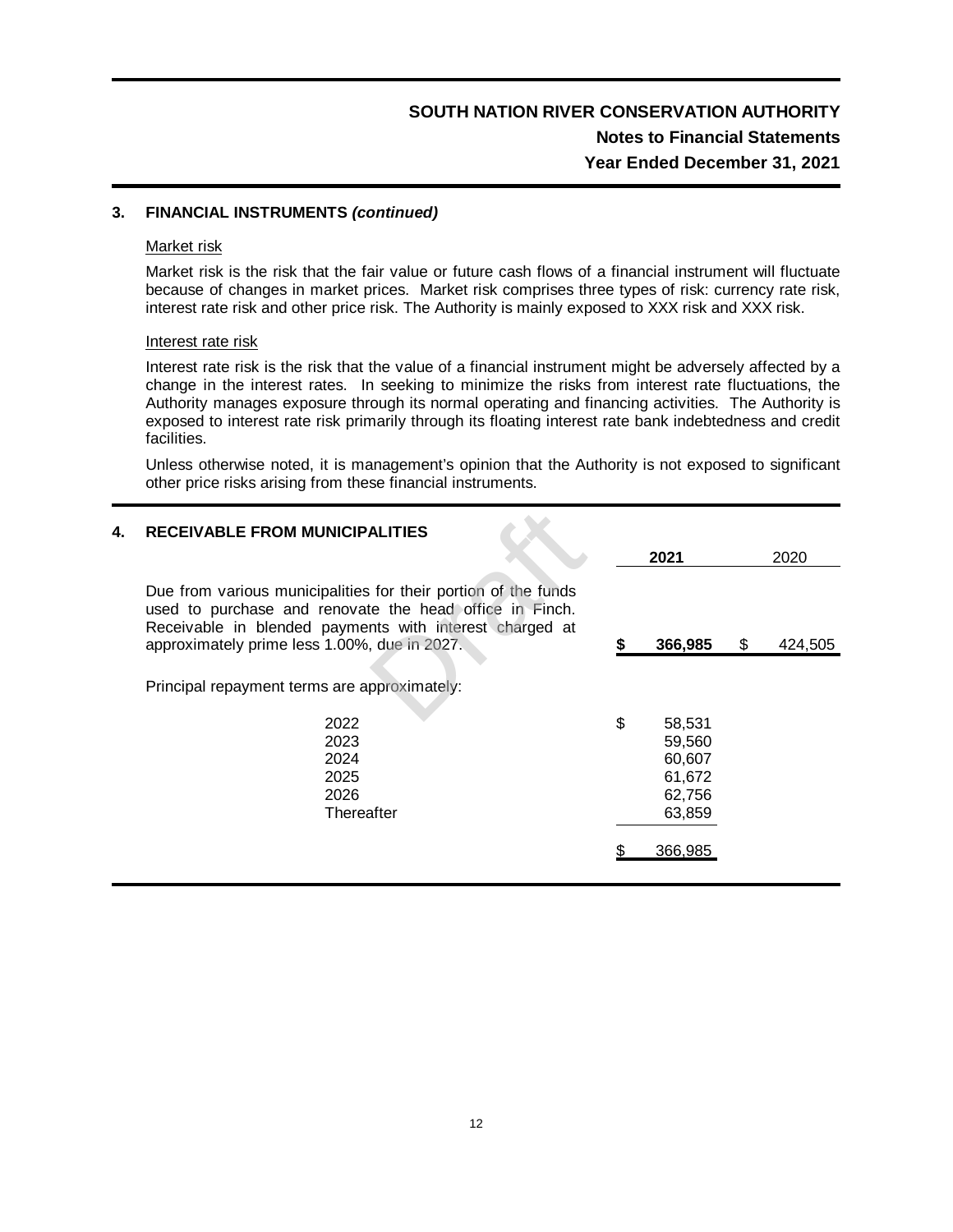## 3. FINANCIAL INSTRUMENTS *(continued)*

Market risk

Market risk is the risk that the fair value or future cash flows of a financial instrument will fluctuate because of changes in market prices. Market risk comprises three types of risk: currency rate risk, interest rate risk and other price risk. The Authority is mainly exposed to XXX risk and XXX risk.

Interest rate risk

Interest rate risk is the risk that the value of a financial instrument might be adversely affected by a change in the interest rates. In seeking to minimize the risks from interest rate fluctuations, the Authority manages exposure through its normal operating and financing activities. The Authority is exposed to interest rate risk primarily through its floating interest rate bank indebtedness and credit facilities.

Unless otherwise noted, it is management's opinion that the Authority is not exposed to significant other price risks arising from these financial instruments.

## 4. RECEIVABLE FROM MUNICIPALITIES

| | 2021 | 2020 |
|---|---|---|
| Due from various municipalities for their portion of the funds used to purchase and renovate the head office in Finch. Receivable in blended payments with interest charged at approximately prime less 1.00%, due in 2027. | **$ 366,985** | $ 424,505 |

Principal repayment terms are approximately:

| | |
|---|---|
| 2022 | $ 58,531 |
| 2023 | 59,560 |
| 2024 | 60,607 |
| 2025 | 61,672 |
| 2026 | 62,756 |
| Thereafter | 63,859 |
| | $ 366,985 |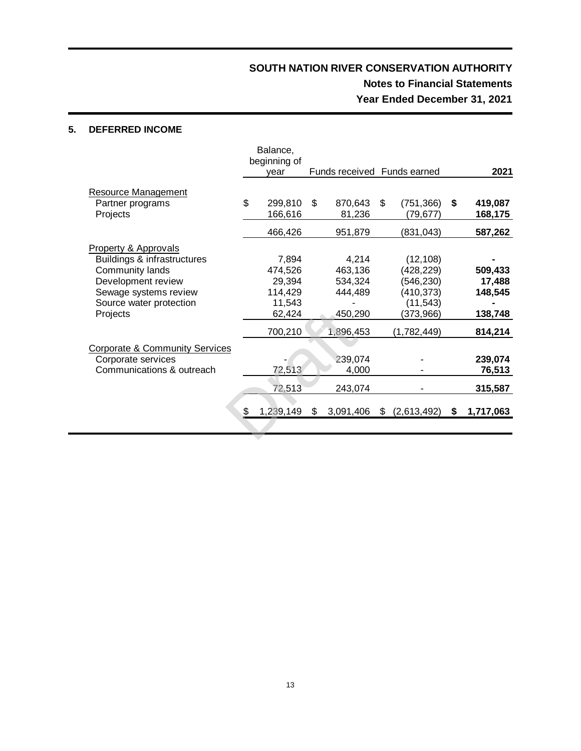# SOUTH NATION RIVER CONSERVATION AUTHORITY

## Notes to Financial Statements

## Year Ended December 31, 2021

### 5. DEFERRED INCOME

| | Balance, beginning of year | Funds received | Funds earned | 2021 |
|---|---|---|---|---|
| Resource Management | | | | |
| Partner programs | $ 299,810 | $ 870,643 | $ (751,366) | **$ 419,087** |
| Projects | 166,616 | 81,236 | (79,677) | **168,175** |
| | 466,426 | 951,879 | (831,043) | **587,262** |
| Property & Approvals | | | | |
| Buildings & infrastructures | 7,894 | 4,214 | (12,108) | **-** |
| Community lands | 474,526 | 463,136 | (428,229) | **509,433** |
| Development review | 29,394 | 534,324 | (546,230) | **17,488** |
| Sewage systems review | 114,429 | 444,489 | (410,373) | **148,545** |
| Source water protection | 11,543 | - | (11,543) | **-** |
| Projects | 62,424 | 450,290 | (373,966) | **138,748** |
| | 700,210 | 1,896,453 | (1,782,449) | **814,214** |
| Corporate & Community Services | | | | |
| Corporate services | - | 239,074 | - | **239,074** |
| Communications & outreach | 72,513 | 4,000 | - | **76,513** |
| | 72,513 | 243,074 | - | **315,587** |
| | $ 1,239,149 | $ 3,091,406 | $ (2,613,492) | **$ 1,717,063** |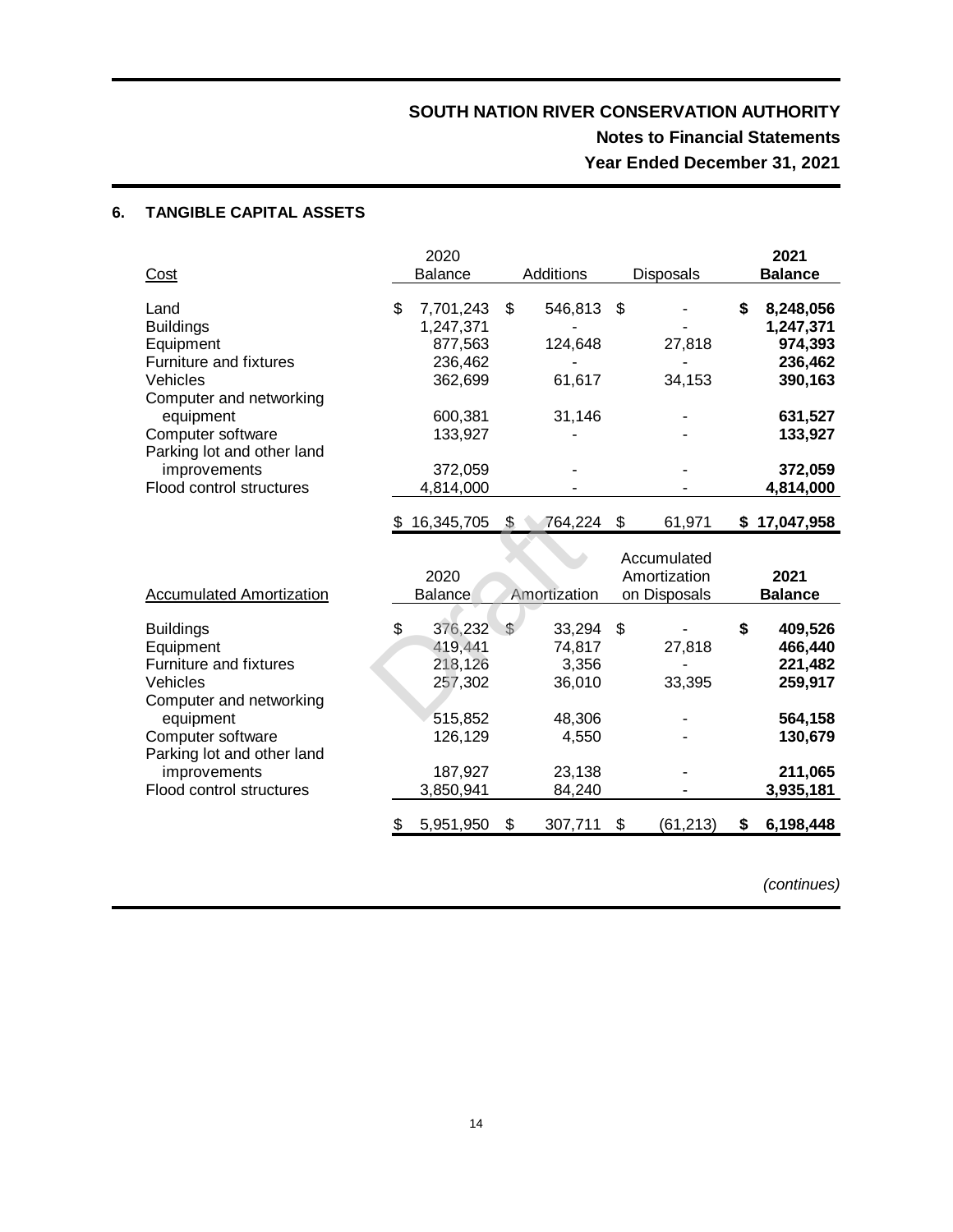## 6. TANGIBLE CAPITAL ASSETS

| Cost | 2020 Balance | Additions | Disposals | 2021 Balance |
|---|---|---|---|---|
| Land | $ 7,701,243 | $ 546,813 | $ - | **$ 8,248,056** |
| Buildings | 1,247,371 | - | - | **1,247,371** |
| Equipment | 877,563 | 124,648 | 27,818 | **974,393** |
| Furniture and fixtures | 236,462 | - | - | **236,462** |
| Vehicles | 362,699 | 61,617 | 34,153 | **390,163** |
| Computer and networking equipment | 600,381 | 31,146 | - | **631,527** |
| Computer software | 133,927 | - | - | **133,927** |
| Parking lot and other land improvements | 372,059 | - | - | **372,059** |
| Flood control structures | 4,814,000 | - | - | **4,814,000** |
| | $ 16,345,705 | $ 764,224 | $ 61,971 | **$ 17,047,958** |

| Accumulated Amortization | 2020 Balance | Amortization | Accumulated Amortization on Disposals | 2021 Balance |
|---|---|---|---|---|
| Buildings | $ 376,232 | $ 33,294 | $ - | **$ 409,526** |
| Equipment | 419,441 | 74,817 | 27,818 | **466,440** |
| Furniture and fixtures | 218,126 | 3,356 | - | **221,482** |
| Vehicles | 257,302 | 36,010 | 33,395 | **259,917** |
| Computer and networking equipment | 515,852 | 48,306 | - | **564,158** |
| Computer software | 126,129 | 4,550 | - | **130,679** |
| Parking lot and other land improvements | 187,927 | 23,138 | - | **211,065** |
| Flood control structures | 3,850,941 | 84,240 | - | **3,935,181** |
| | $ 5,951,950 | $ 307,711 | $ (61,213) | **$ 6,198,448** |

*(continues)*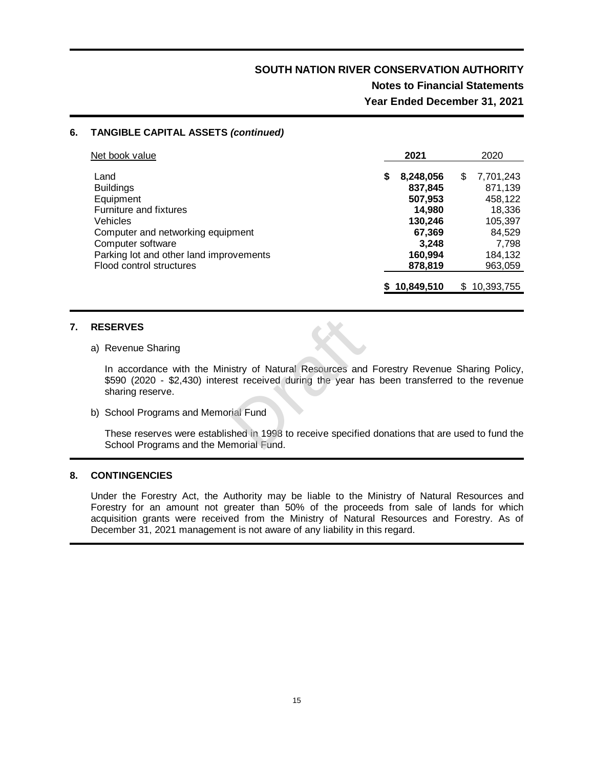## 6. TANGIBLE CAPITAL ASSETS *(continued)*

| Net book value | 2021 | 2020 |
|---|---|---|
| Land | **$ 8,248,056** | $ 7,701,243 |
| Buildings | **837,845** | 871,139 |
| Equipment | **507,953** | 458,122 |
| Furniture and fixtures | **14,980** | 18,336 |
| Vehicles | **130,246** | 105,397 |
| Computer and networking equipment | **67,369** | 84,529 |
| Computer software | **3,248** | 7,798 |
| Parking lot and other land improvements | **160,994** | 184,132 |
| Flood control structures | **878,819** | 963,059 |
| | **$ 10,849,510** | $ 10,393,755 |

## 7. RESERVES

a) Revenue Sharing

In accordance with the Ministry of Natural Resources and Forestry Revenue Sharing Policy, $590 (2020 - $2,430) interest received during the year has been transferred to the revenue sharing reserve.

b) School Programs and Memorial Fund

These reserves were established in 1998 to receive specified donations that are used to fund the School Programs and the Memorial Fund.

## 8. CONTINGENCIES

Under the Forestry Act, the Authority may be liable to the Ministry of Natural Resources and Forestry for an amount not greater than 50% of the proceeds from sale of lands for which acquisition grants were received from the Ministry of Natural Resources and Forestry. As of December 31, 2021 management is not aware of any liability in this regard.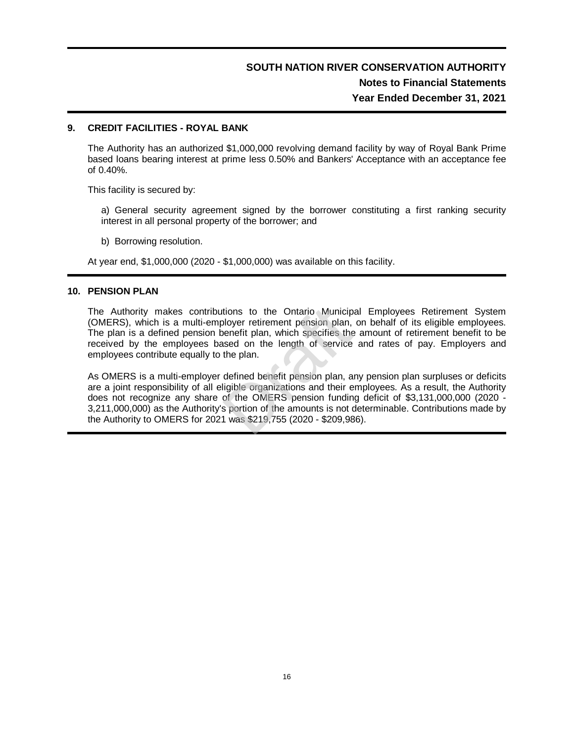## 9. CREDIT FACILITIES - ROYAL BANK

The Authority has an authorized $1,000,000 revolving demand facility by way of Royal Bank Prime based loans bearing interest at prime less 0.50% and Bankers' Acceptance with an acceptance fee of 0.40%.

This facility is secured by:

a) General security agreement signed by the borrower constituting a first ranking security interest in all personal property of the borrower; and

b) Borrowing resolution.

At year end, $1,000,000 (2020 - $1,000,000) was available on this facility.

## 10. PENSION PLAN

The Authority makes contributions to the Ontario Municipal Employees Retirement System (OMERS), which is a multi-employer retirement pension plan, on behalf of its eligible employees. The plan is a defined pension benefit plan, which specifies the amount of retirement benefit to be received by the employees based on the length of service and rates of pay. Employers and employees contribute equally to the plan.

As OMERS is a multi-employer defined benefit pension plan, any pension plan surpluses or deficits are a joint responsibility of all eligible organizations and their employees. As a result, the Authority does not recognize any share of the OMERS pension funding deficit of $3,131,000,000 (2020 - 3,211,000,000) as the Authority's portion of the amounts is not determinable. Contributions made by the Authority to OMERS for 2021 was $219,755 (2020 - $209,986).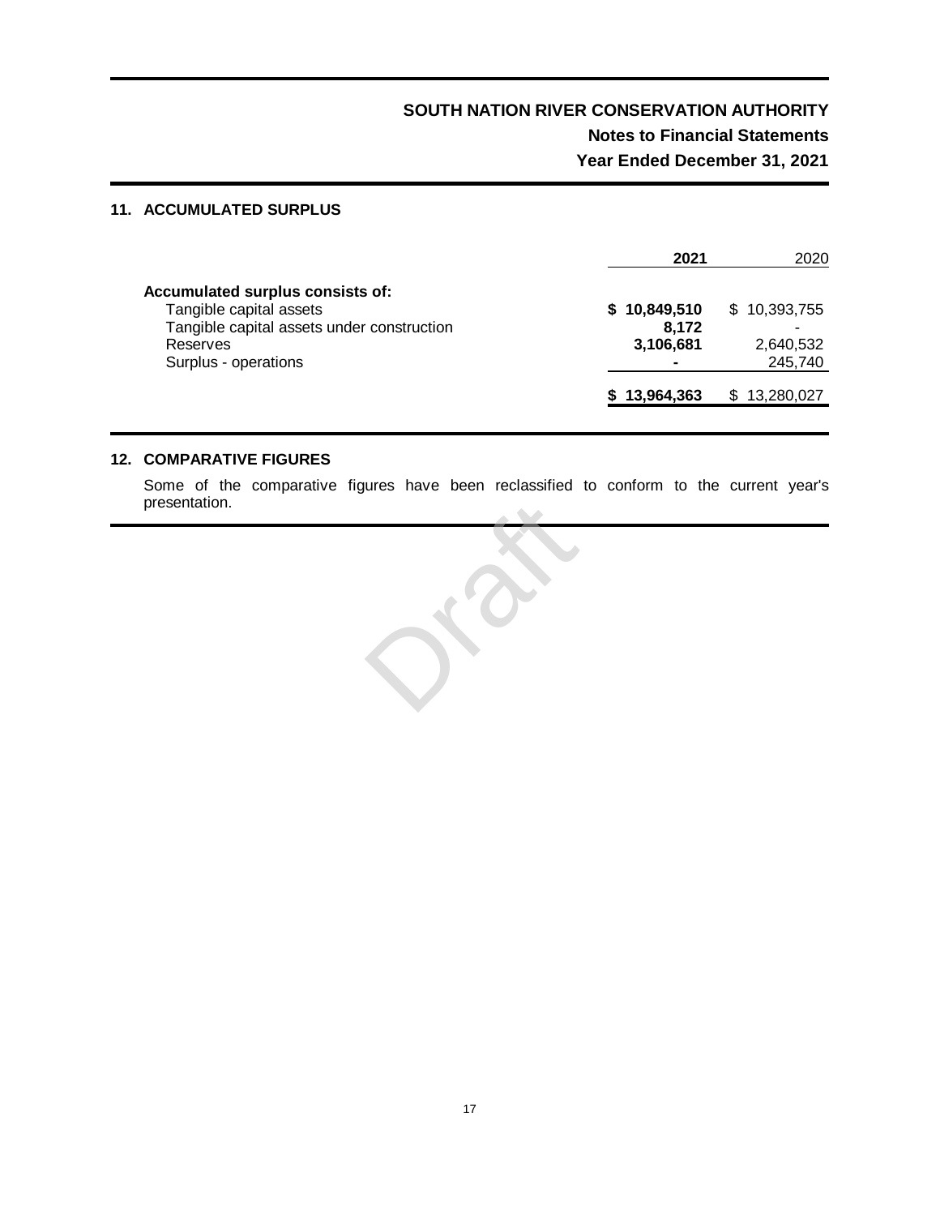## 11. ACCUMULATED SURPLUS

| | 2021 | 2020 |
|---|---|---|
| **Accumulated surplus consists of:** | | |
| Tangible capital assets | **$ 10,849,510** | $ 10,393,755 |
| Tangible capital assets under construction | **8,172** | - |
| Reserves | **3,106,681** | 2,640,532 |
| Surplus - operations | **-** | 245,740 |
| | **$ 13,964,363** | $ 13,280,027 |

## 12. COMPARATIVE FIGURES

Some of the comparative figures have been reclassified to conform to the current year's presentation.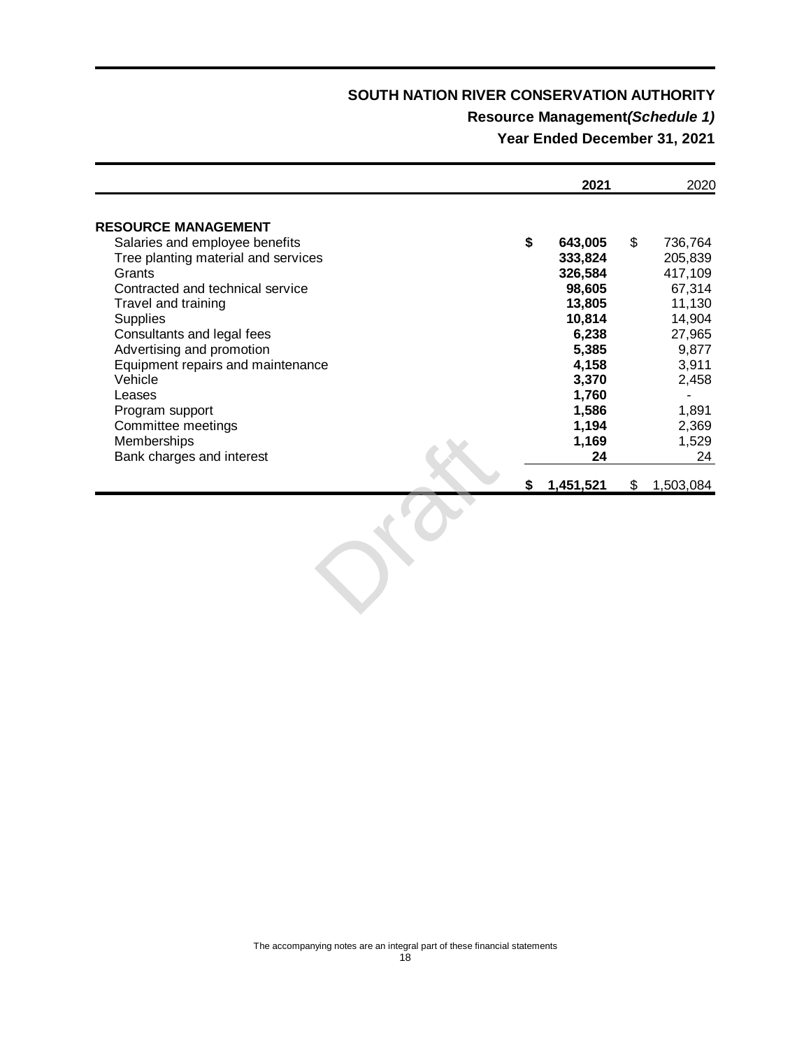# SOUTH NATION RIVER CONSERVATION AUTHORITY

## Resource Management *(Schedule 1)*

## Year Ended December 31, 2021

| | **2021** | 2020 |
|---|---:|---:|
| **RESOURCE MANAGEMENT** | | |
| Salaries and employee benefits | **$ 643,005** | $ 736,764 |
| Tree planting material and services | **333,824** | 205,839 |
| Grants | **326,584** | 417,109 |
| Contracted and technical service | **98,605** | 67,314 |
| Travel and training | **13,805** | 11,130 |
| Supplies | **10,814** | 14,904 |
| Consultants and legal fees | **6,238** | 27,965 |
| Advertising and promotion | **5,385** | 9,877 |
| Equipment repairs and maintenance | **4,158** | 3,911 |
| Vehicle | **3,370** | 2,458 |
| Leases | **1,760** | - |
| Program support | **1,586** | 1,891 |
| Committee meetings | **1,194** | 2,369 |
| Memberships | **1,169** | 1,529 |
| Bank charges and interest | **24** | 24 |
| | **$ 1,451,521** | $ 1,503,084 |

Draft

The accompanying notes are an integral part of these financial statements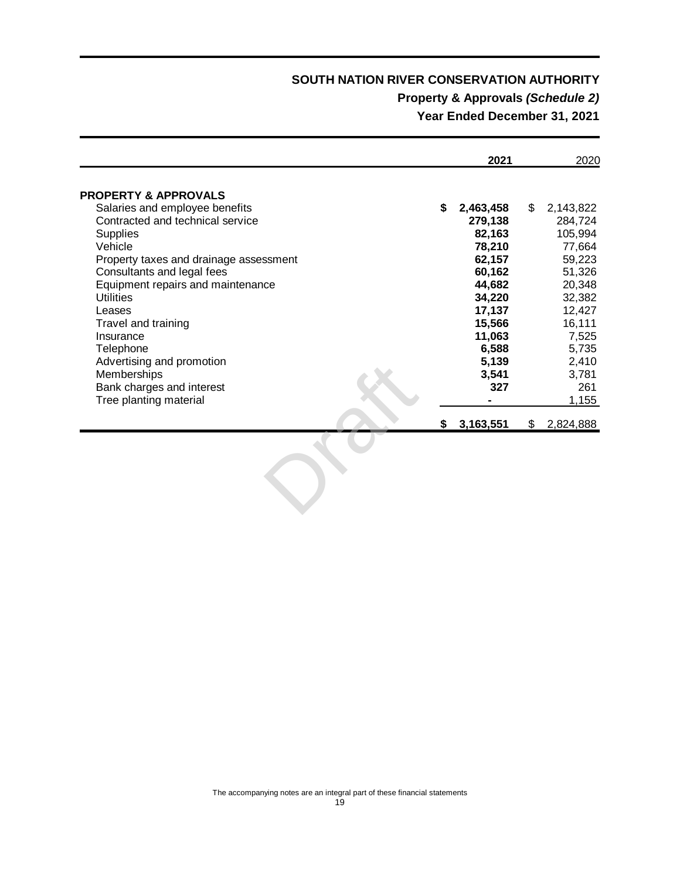**SOUTH NATION RIVER CONSERVATION AUTHORITY**

**Property & Approvals *(Schedule 2)***

**Year Ended December 31, 2021**

| | **2021** | 2020 |
|---|---|---|
| **PROPERTY & APPROVALS** | | |
| Salaries and employee benefits | **$ 2,463,458** | $ 2,143,822 |
| Contracted and technical service | **279,138** | 284,724 |
| Supplies | **82,163** | 105,994 |
| Vehicle | **78,210** | 77,664 |
| Property taxes and drainage assessment | **62,157** | 59,223 |
| Consultants and legal fees | **60,162** | 51,326 |
| Equipment repairs and maintenance | **44,682** | 20,348 |
| Utilities | **34,220** | 32,382 |
| Leases | **17,137** | 12,427 |
| Travel and training | **15,566** | 16,111 |
| Insurance | **11,063** | 7,525 |
| Telephone | **6,588** | 5,735 |
| Advertising and promotion | **5,139** | 2,410 |
| Memberships | **3,541** | 3,781 |
| Bank charges and interest | **327** | 261 |
| Tree planting material | **-** | 1,155 |
| | **$ 3,163,551** | $ 2,824,888 |

Draft

The accompanying notes are an integral part of these financial statements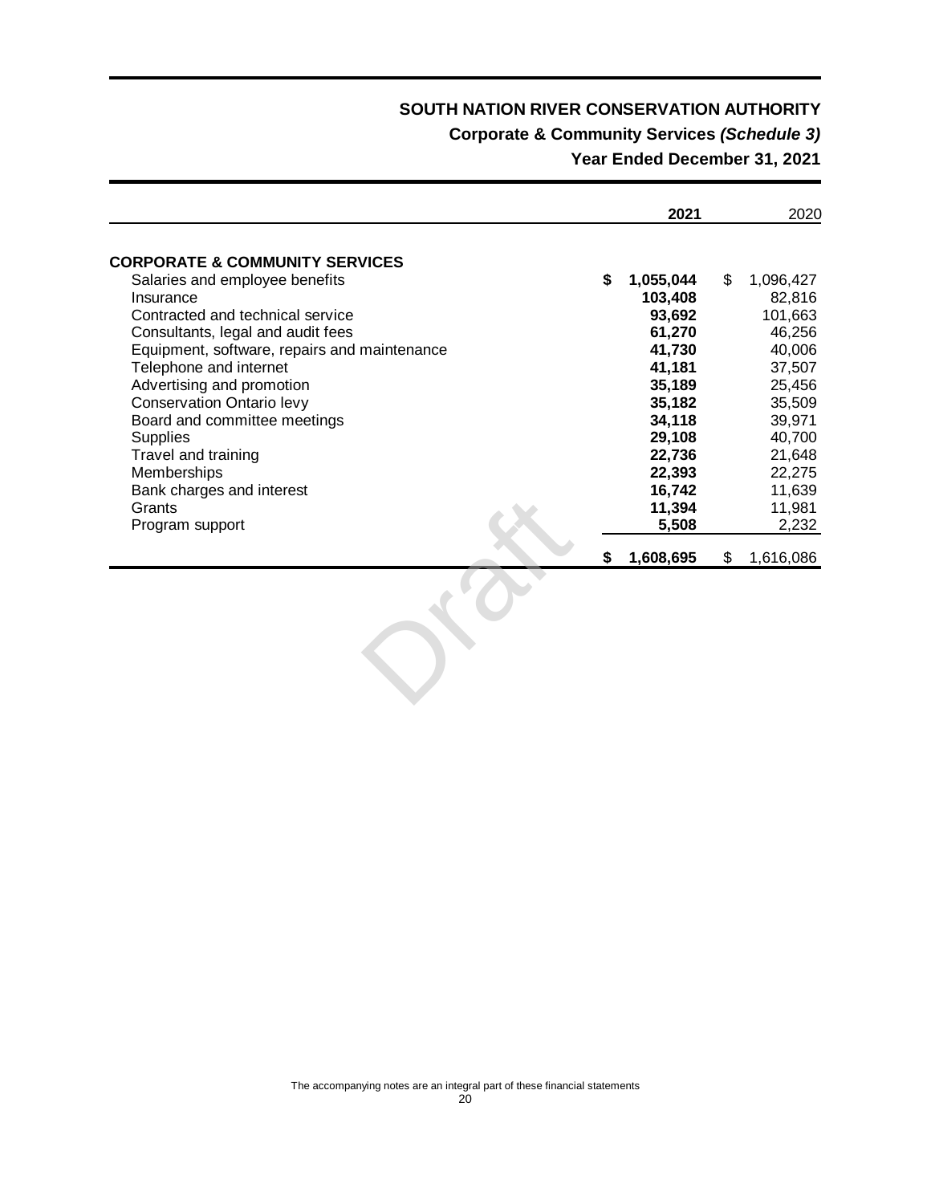## SOUTH NATION RIVER CONSERVATION AUTHORITY

### Corporate & Community Services *(Schedule 3)*

### Year Ended December 31, 2021

| | 2021 | 2020 |
|---|---|---|
| **CORPORATE & COMMUNITY SERVICES** | | |
| Salaries and employee benefits | **$ 1,055,044** | $ 1,096,427 |
| Insurance | **103,408** | 82,816 |
| Contracted and technical service | **93,692** | 101,663 |
| Consultants, legal and audit fees | **61,270** | 46,256 |
| Equipment, software, repairs and maintenance | **41,730** | 40,006 |
| Telephone and internet | **41,181** | 37,507 |
| Advertising and promotion | **35,189** | 25,456 |
| Conservation Ontario levy | **35,182** | 35,509 |
| Board and committee meetings | **34,118** | 39,971 |
| Supplies | **29,108** | 40,700 |
| Travel and training | **22,736** | 21,648 |
| Memberships | **22,393** | 22,275 |
| Bank charges and interest | **16,742** | 11,639 |
| Grants | **11,394** | 11,981 |
| Program support | **5,508** | 2,232 |
| | **$ 1,608,695** | $ 1,616,086 |

Draft

The accompanying notes are an integral part of these financial statements